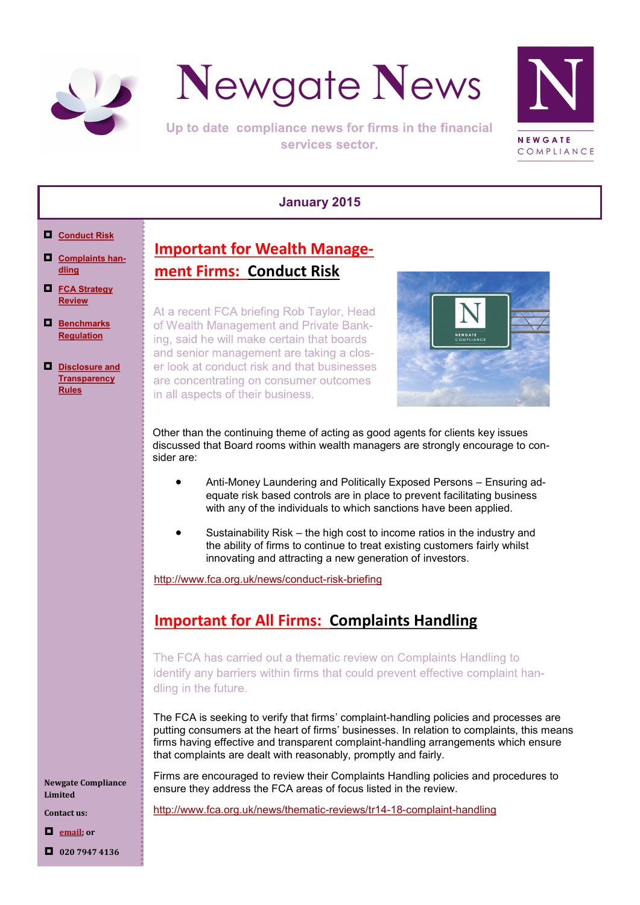# Newgate News

Up to date compliance news for firms in the financial services sector.

NEWGATE COMPLIANCE

**January 2015**

- Conduct Risk
- Complaints handling
- FCA Strategy Review
- Benchmarks Regulation
- Disclosure and Transparency Rules

## Important for Wealth Management Firms: Conduct Risk

At a recent FCA briefing Rob Taylor, Head of Wealth Management and Private Banking, said he will make certain that boards and senior management are taking a closer look at conduct risk and that businesses are concentrating on consumer outcomes in all aspects of their business.

Other than the continuing theme of acting as good agents for clients key issues discussed that Board rooms within wealth managers are strongly encourage to consider are:

- Anti-Money Laundering and Politically Exposed Persons – Ensuring adequate risk based controls are in place to prevent facilitating business with any of the individuals to which sanctions have been applied.
- Sustainability Risk – the high cost to income ratios in the industry and the ability of firms to continue to treat existing customers fairly whilst innovating and attracting a new generation of investors.

http://www.fca.org.uk/news/conduct-risk-briefing

## Important for All Firms: Complaints Handling

The FCA has carried out a thematic review on Complaints Handling to identify any barriers within firms that could prevent effective complaint handling in the future.

The FCA is seeking to verify that firms' complaint-handling policies and processes are putting consumers at the heart of firms' businesses. In relation to complaints, this means firms having effective and transparent complaint-handling arrangements which ensure that complaints are dealt with reasonably, promptly and fairly.

Firms are encouraged to review their Complaints Handling policies and procedures to ensure they address the FCA areas of focus listed in the review.

http://www.fca.org.uk/news/thematic-reviews/tr14-18-complaint-handling

**Newgate Compliance Limited**

**Contact us:**

- email; or
- 020 7947 4136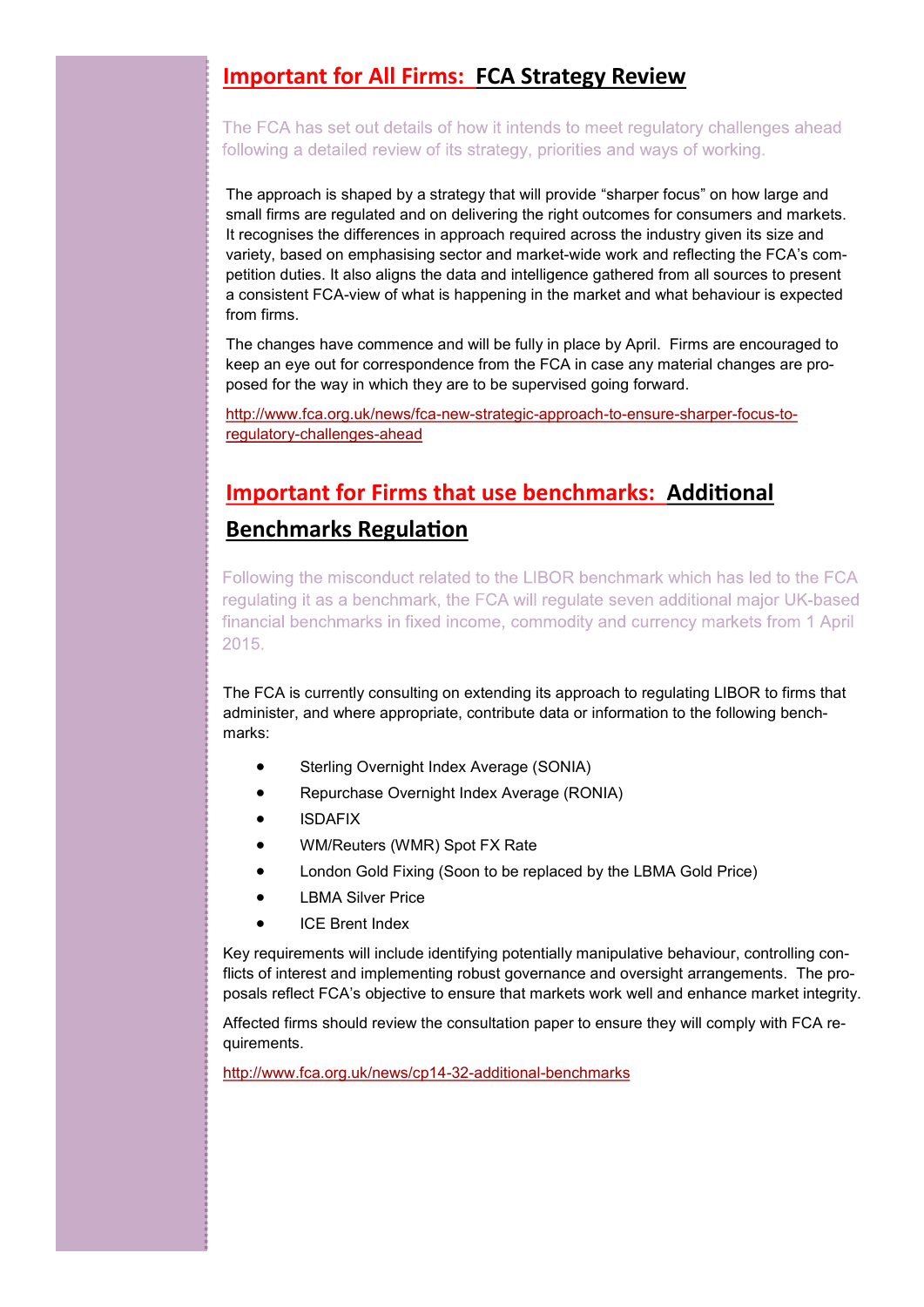## Important for All Firms: FCA Strategy Review

The FCA has set out details of how it intends to meet regulatory challenges ahead following a detailed review of its strategy, priorities and ways of working.

The approach is shaped by a strategy that will provide "sharper focus" on how large and small firms are regulated and on delivering the right outcomes for consumers and markets. It recognises the differences in approach required across the industry given its size and variety, based on emphasising sector and market-wide work and reflecting the FCA's competition duties. It also aligns the data and intelligence gathered from all sources to present a consistent FCA-view of what is happening in the market and what behaviour is expected from firms.

The changes have commence and will be fully in place by April. Firms are encouraged to keep an eye out for correspondence from the FCA in case any material changes are proposed for the way in which they are to be supervised going forward.

http://www.fca.org.uk/news/fca-new-strategic-approach-to-ensure-sharper-focus-to-regulatory-challenges-ahead

## Important for Firms that use benchmarks: Additional Benchmarks Regulation

Following the misconduct related to the LIBOR benchmark which has led to the FCA regulating it as a benchmark, the FCA will regulate seven additional major UK-based financial benchmarks in fixed income, commodity and currency markets from 1 April 2015.

The FCA is currently consulting on extending its approach to regulating LIBOR to firms that administer, and where appropriate, contribute data or information to the following benchmarks:

- Sterling Overnight Index Average (SONIA)
- Repurchase Overnight Index Average (RONIA)
- ISDAFIX
- WM/Reuters (WMR) Spot FX Rate
- London Gold Fixing (Soon to be replaced by the LBMA Gold Price)
- LBMA Silver Price
- ICE Brent Index

Key requirements will include identifying potentially manipulative behaviour, controlling conflicts of interest and implementing robust governance and oversight arrangements. The proposals reflect FCA's objective to ensure that markets work well and enhance market integrity.

Affected firms should review the consultation paper to ensure they will comply with FCA requirements.

http://www.fca.org.uk/news/cp14-32-additional-benchmarks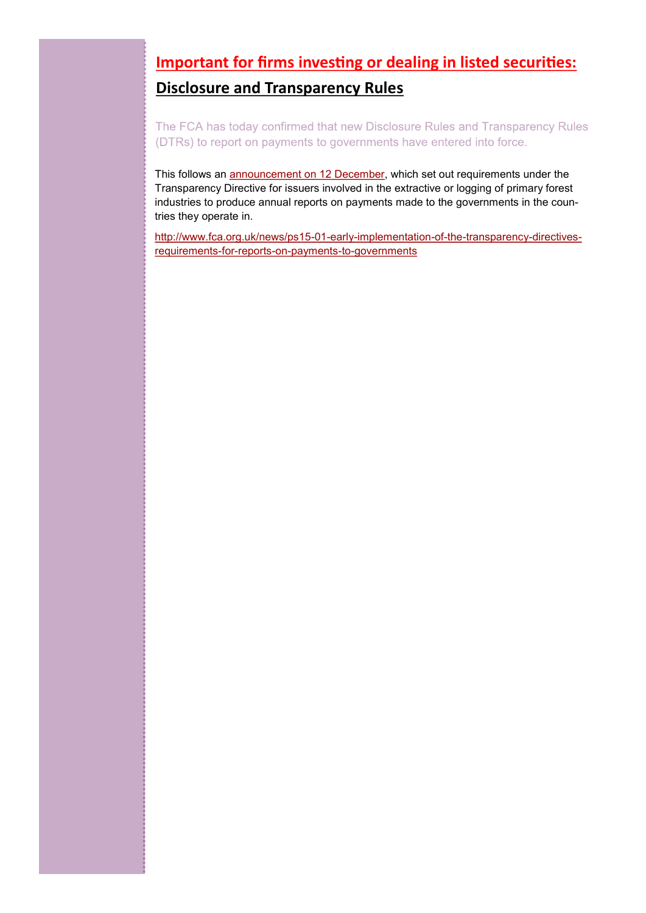## Important for firms investing or dealing in listed securities:

### Disclosure and Transparency Rules

The FCA has today confirmed that new Disclosure Rules and Transparency Rules (DTRs) to report on payments to governments have entered into force.

This follows an announcement on 12 December, which set out requirements under the Transparency Directive for issuers involved in the extractive or logging of primary forest industries to produce annual reports on payments made to the governments in the countries they operate in.

http://www.fca.org.uk/news/ps15-01-early-implementation-of-the-transparency-directives-requirements-for-reports-on-payments-to-governments